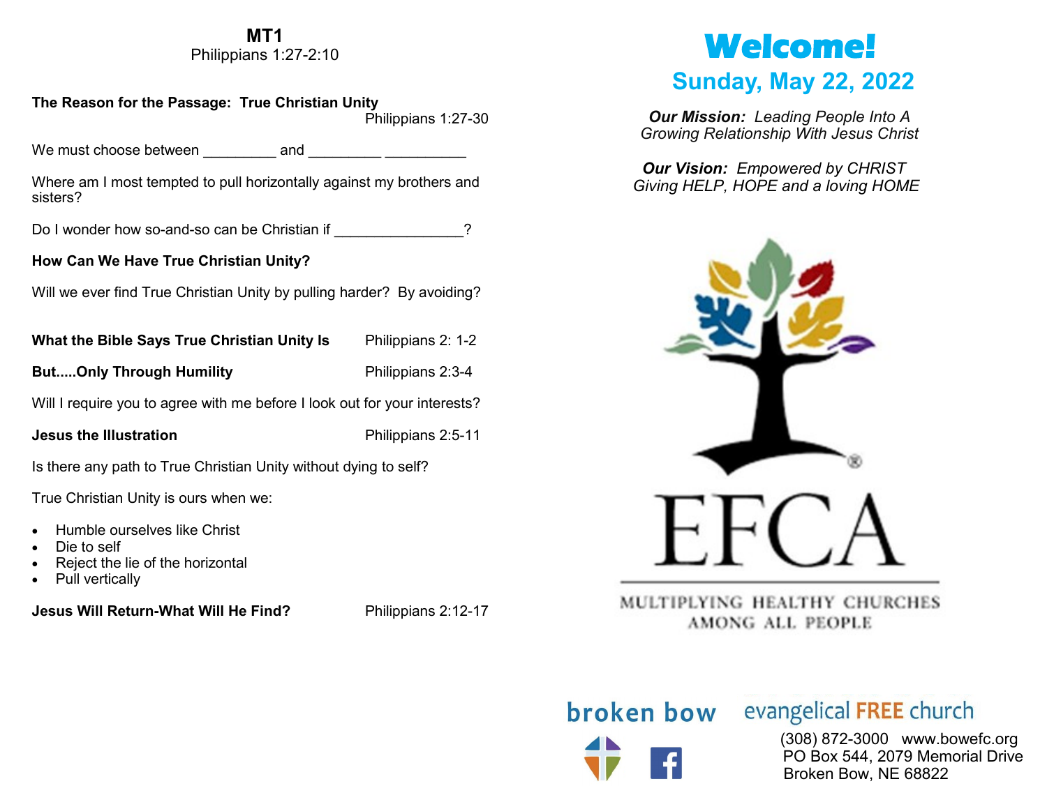**MT1**
Philippians 1:27-2:10

**The Reason for the Passage: True Christian Unity** Philippians 1:27-30

We must choose between _________ and _________ __________

Where am I most tempted to pull horizontally against my brothers and sisters?

Do I wonder how so-and-so can be Christian if _______________?

**How Can We Have True Christian Unity?**

Will we ever find True Christian Unity by pulling harder? By avoiding?

**What the Bible Says True Christian Unity Is** Philippians 2: 1-2

**But.....Only Through Humility** Philippians 2:3-4

Will I require you to agree with me before I look out for your interests?

**Jesus the Illustration** Philippians 2:5-11

Is there any path to True Christian Unity without dying to self?

True Christian Unity is ours when we:

- Humble ourselves like Christ
- Die to self
- Reject the lie of the horizontal
- Pull vertically

**Jesus Will Return-What Will He Find?** Philippians 2:12-17

# Welcome!

## Sunday, May 22, 2022

***Our Mission:*** *Leading People Into A Growing Relationship With Jesus Christ*

***Our Vision:*** *Empowered by CHRIST Giving HELP, HOPE and a loving HOME*

EFCA®

MULTIPLYING HEALTHY CHURCHES AMONG ALL PEOPLE

broken bow evangelical FREE church

(308) 872-3000 www.bowefc.org
PO Box 544, 2079 Memorial Drive
Broken Bow, NE 68822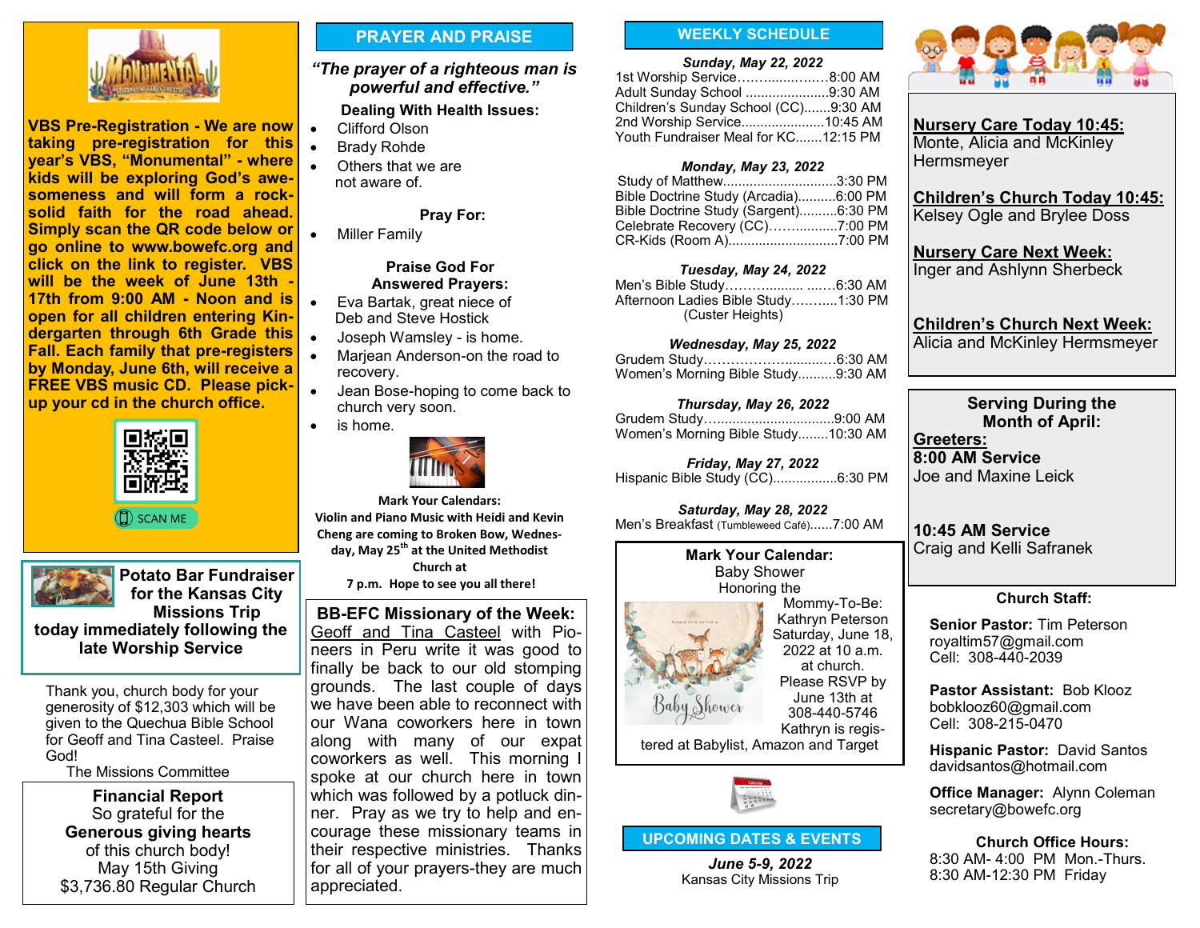**VBS Pre-Registration - We are now taking pre-registration for this year's VBS, "Monumental" - where kids will be exploring God's awesomeness and will form a rock-solid faith for the road ahead. Simply scan the QR code below or go online to www.bowefc.org and click on the link to register. VBS will be the week of June 13th - 17th from 9:00 AM - Noon and is open for all children entering Kindergarten through 6th Grade this Fall. Each family that pre-registers by Monday, June 6th, will receive a FREE VBS music CD. Please pick-up your cd in the church office.**

SCAN ME

**Potato Bar Fundraiser for the Kansas City Missions Trip today immediately following the late Worship Service**

Thank you, church body for your generosity of $12,303 which will be given to the Quechua Bible School for Geoff and Tina Casteel. Praise God!

The Missions Committee

**Financial Report**
So grateful for the
**Generous giving hearts**
of this church body!
May 15th Giving
$3,736.80 Regular Church

## PRAYER AND PRAISE

***"The prayer of a righteous man is powerful and effective."***

**Dealing With Health Issues:**

- Clifford Olson
- Brady Rohde
- Others that we are not aware of.

**Pray For:**

- Miller Family

**Praise God For Answered Prayers:**

- Eva Bartak, great niece of Deb and Steve Hostick
- Joseph Wamsley - is home.
- Marjean Anderson-on the road to recovery.
- Jean Bose-hoping to come back to church very soon.
- is home.

**Mark Your Calendars:
Violin and Piano Music with Heidi and Kevin Cheng are coming to Broken Bow, Wednesday, May 25th at the United Methodist Church at
7 p.m. Hope to see you all there!**

**BB-EFC Missionary of the Week:**
Geoff and Tina Casteel with Pioneers in Peru write it was good to finally be back to our old stomping grounds. The last couple of days we have been able to reconnect with our Wana coworkers here in town along with many of our expat coworkers as well. This morning I spoke at our church here in town which was followed by a potluck dinner. Pray as we try to help and encourage these missionary teams in their respective ministries. Thanks for all of your prayers-they are much appreciated.

## WEEKLY SCHEDULE

***Sunday, May 22, 2022***
1st Worship Service……........……8:00 AM
Adult Sunday School ......................9:30 AM
Children's Sunday School (CC).......9:30 AM
2nd Worship Service......................10:45 AM
Youth Fundraiser Meal for KC.......12:15 PM

***Monday, May 23, 2022***
Study of Matthew.............................3:30 PM
Bible Doctrine Study (Arcadia)..........6:00 PM
Bible Doctrine Study (Sargent)..........6:30 PM
Celebrate Recovery (CC)…..............7:00 PM
CR-Kids (Room A)............................7:00 PM

***Tuesday, May 24, 2022***
Men's Bible Study……........... .......6:30 AM
Afternoon Ladies Bible Study………..1:30 PM
(Custer Heights)

***Wednesday, May 25, 2022***
Grudem Study……………….............6:30 AM
Women's Morning Bible Study..........9:30 AM

***Thursday, May 26, 2022***
Grudem Study…..............................9:00 AM
Women's Morning Bible Study........10:30 AM

***Friday, May 27, 2022***
Hispanic Bible Study (CC).................6:30 PM

***Saturday, May 28, 2022***
Men's Breakfast (Tumbleweed Café)......7:00 AM

**Mark Your Calendar:**
Baby Shower
Honoring the
Mommy-To-Be:
Kathryn Peterson
Saturday, June 18, 2022 at 10 a.m.
at church.
Please RSVP by June 13th at
308-440-5746
Kathryn is registered at Babylist, Amazon and Target

## UPCOMING DATES & EVENTS

***June 5-9, 2022***
Kansas City Missions Trip

**Nursery Care Today 10:45:**
Monte, Alicia and McKinley Hermsmeyer

**Children's Church Today 10:45:**
Kelsey Ogle and Brylee Doss

**Nursery Care Next Week:**
Inger and Ashlynn Sherbeck

**Children's Church Next Week:**
Alicia and McKinley Hermsmeyer

**Serving During the Month of April:**
**Greeters:**
**8:00 AM Service**
Joe and Maxine Leick

**10:45 AM Service**
Craig and Kelli Safranek

**Church Staff:**

**Senior Pastor:** Tim Peterson
royaltim57@gmail.com
Cell: 308-440-2039

**Pastor Assistant:** Bob Klooz
bobklooz60@gmail.com
Cell: 308-215-0470

**Hispanic Pastor:** David Santos
davidsantos@hotmail.com

**Office Manager:** Alynn Coleman
secretary@bowefc.org

**Church Office Hours:**
8:30 AM- 4:00 PM Mon.-Thurs.
8:30 AM-12:30 PM Friday